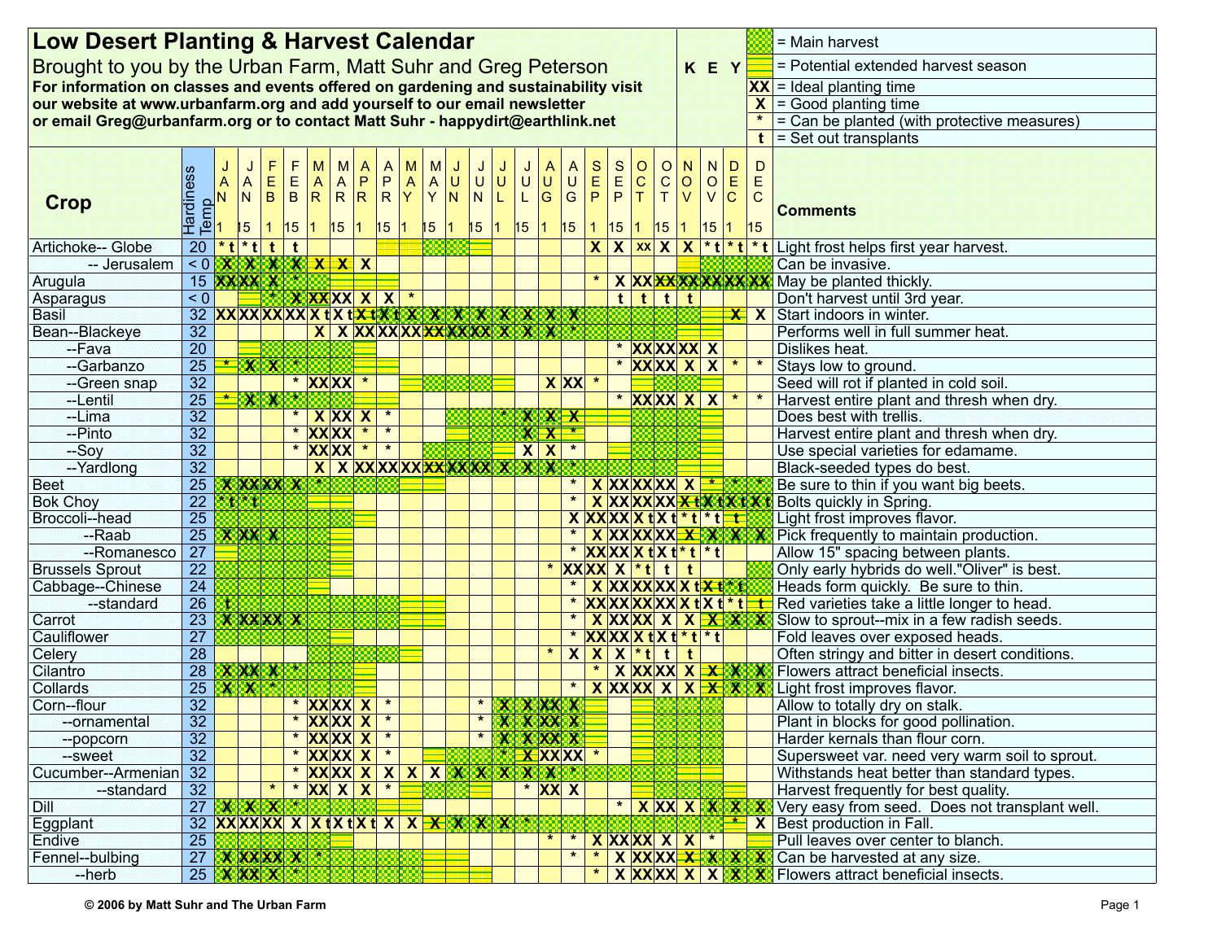# Low Desert Planting & Harvest Calendar

Brought to you by the Urban Farm, Matt Suhr and Greg Peterson

**For information on classes and events offered on gardening and sustainability visit our website at www.urbanfarm.org and add yourself to our email newsletter or email Greg@urbanfarm.org or to contact Matt Suhr - happydirt@earthlink.net**

**KEY**

| Symbol | Meaning |
|---|---|
| (green/yellow checkered shading) | Main harvest |
| (yellow/green striped shading) | Potential extended harvest season |
| XX | Ideal planting time |
| X | Good planting time |
| * | Can be planted (with protective measures) |
| t | Set out transplants |

| Crop | Hardiness Temp | JAN 1 | JAN 15 | FEB 1 | FEB 15 | MAR 1 | MAR 15 | APR 1 | APR 15 | MAY 1 | MAY 15 | JUN 1 | JUN 15 | JUL 1 | JUL 15 | AUG 1 | AUG 15 | SEP 1 | SEP 15 | OCT 1 | OCT 15 | NOV 1 | NOV 15 | DEC 1 | DEC 15 | Comments |
|---|---|---|---|---|---|---|---|---|---|---|---|---|---|---|---|---|---|---|---|---|---|---|---|---|---|---|
| Artichoke-- Globe | 20 | * t | * t | t | t | | | | | | | | | | | | | X | X | xx | X | X | * t | * t | * t | Light frost helps first year harvest. |
| -- Jerusalem | < 0 | X | X | X | X | X | X | X | | | | | | | | | | | | | | | | | | Can be invasive. |
| Arugula | 15 | XX | XX | X | * | | | | | | | | | | | | | * | X | XX | XX | XX | XX | XX | XX | May be planted thickly. |
| Asparagus | < 0 | | | | X | XX | XX | X | X | * | | | | | | | | | t | t | t | t | | | | Don't harvest until 3rd year. |
| Basil | 32 | XX | XX | XX | XX | X t | X t | X t | X t | X | X | X | X | X | X | X | X | | | | | | | X | X | Start indoors in winter. |
| Bean--Blackeye | 32 | | | | | X | X | XX | XX | XX | XX | XX | XX | X | X | X | * | | | | | | | | | Performs well in full summer heat. |
| --Fava | 20 | | | | | | | | | | | | | | | | | | * | XX | XX | XX | X | | | Dislikes heat. |
| --Garbanzo | 25 | * | X | X | * | | | | | | | | | | | | | | * | XX | XX | X | X | * | * | Stays low to ground. |
| --Green snap | 32 | | | | * | XX | XX | * | | | | | | | | X | XX | * | | | | | | | | Seed will rot if planted in cold soil. |
| --Lentil | 25 | * | X | X | * | | | | | | | | | | | | | | * | XX | XX | X | X | * | * | Harvest entire plant and thresh when dry. |
| --Lima | 32 | | | | * | X | XX | X | * | | | | | * | X | X | X | | | | | | | | | Does best with trellis. |
| --Pinto | 32 | | | | * | XX | XX | * | * | | | | | | X | X | * | | | | | | | | | Harvest entire plant and thresh when dry. |
| --Soy | 32 | | | | * | XX | XX | * | * | | | | | | X | X | * | | | | | | | | | Use special varieties for edamame. |
| --Yardlong | 32 | | | | | X | X | XX | XX | XX | XX | XX | XX | X | X | X | * | | | | | | | | | Black-seeded types do best. |
| Beet | 25 | X | XX | XX | X | * | | | | | | | | | | | * | X | XX | XX | XX | X | * | * | * | Be sure to thin if you want big beets. |
| Bok Choy | 22 | * t | * t | | | | | | | | | | | | | | * | X | XX | XX | XX | X t | X t | X t | X t | Bolts quickly in Spring. |
| Broccoli--head | 25 | | | | | | | | | | | | | | | | X | XX | XX | X t | X t | * t | * t | t | | Light frost improves flavor. |
| --Raab | 25 | X | XX | X | | | | | | | | | | | | | * | X | XX | XX | XX | X | X | X | X | Pick frequently to maintain production. |
| --Romanesco | 27 | | | | | | | | | | | | | | | | * | XX | XX | X t | X t | * t | * t | | | Allow 15" spacing between plants. |
| Brussels Sprout | 22 | | | | | | | | | | | | | | | * | XX | XX | X | * t | t | t | | | | Only early hybrids do well."Oliver" is best. |
| Cabbage--Chinese | 24 | | | | | | | | | | | | | | | | * | X | XX | XX | XX | X t | X t | * t | | Heads form quickly. Be sure to thin. |
| --standard | 26 | t | | | | | | | | | | | | | | | * | XX | XX | XX | XX | X t | X t | * t | t | Red varieties take a little longer to head. |
| Carrot | 23 | X | XX | XX | X | | | | | | | | | | | | * | X | XX | XX | X | X | X | X | X | Slow to sprout--mix in a few radish seeds. |
| Cauliflower | 27 | | | | | | | | | | | | | | | | * | XX | XX | X t | X t | * t | * t | | | Fold leaves over exposed heads. |
| Celery | 28 | | | | | | | | | | | | | | | * | X | X | X | * t | t | t | | | | Often stringy and bitter in desert conditions. |
| Cilantro | 28 | X | XX | X | * | | | | | | | | | | | | | * | X | XX | XX | X | X | X | X | Flowers attract beneficial insects. |
| Collards | 25 | X | X | * | | | | | | | | | | | | | * | X | XX | XX | X | X | X | X | X | Light frost improves flavor. |
| Corn--flour | 32 | | | | * | XX | XX | X | * | | | | * | X | X | XX | X | | | | | | | | | Allow to totally dry on stalk. |
| --ornamental | 32 | | | | * | XX | XX | X | * | | | | * | X | X | XX | X | | | | | | | | | Plant in blocks for good pollination. |
| --popcorn | 32 | | | | * | XX | XX | X | * | | | | * | X | X | XX | X | | | | | | | | | Harder kernals than flour corn. |
| --sweet | 32 | | | | * | XX | XX | X | * | | | | | * | X | XX | XX | * | | | | | | | | Supersweet var. need very warm soil to sprout. |
| Cucumber--Armenian | 32 | | | | * | XX | XX | X | X | X | X | X | X | X | X | X | * | | | | | | | | | Withstands heat better than standard types. |
| --standard | 32 | | | * | * | XX | X | X | * | | | | | | * | XX | X | | | | | | | | | Harvest frequently for best quality. |
| Dill | 27 | X | X | X | * | | | | | | | | | | | | | | * | X | XX | X | X | X | X | Very easy from seed. Does not transplant well. |
| Eggplant | 32 | XX | XX | XX | X | X t | X t | X t | X | X | X | X | X | X | * | | | | | | | | | * | X | Best production in Fall. |
| Endive | 25 | | | | | | | | | | | | | | | * | * | X | XX | XX | X | X | * | | | Pull leaves over center to blanch. |
| Fennel--bulbing | 27 | X | XX | XX | X | | | | | | | | | | | | * | * | X | XX | XX | X | X | X | X | Can be harvested at any size. |
| --herb | 25 | X | XX | X | * | | | | | | | | | | | | | * | X | XX | XX | X | X | X | X | Flowers attract beneficial insects. |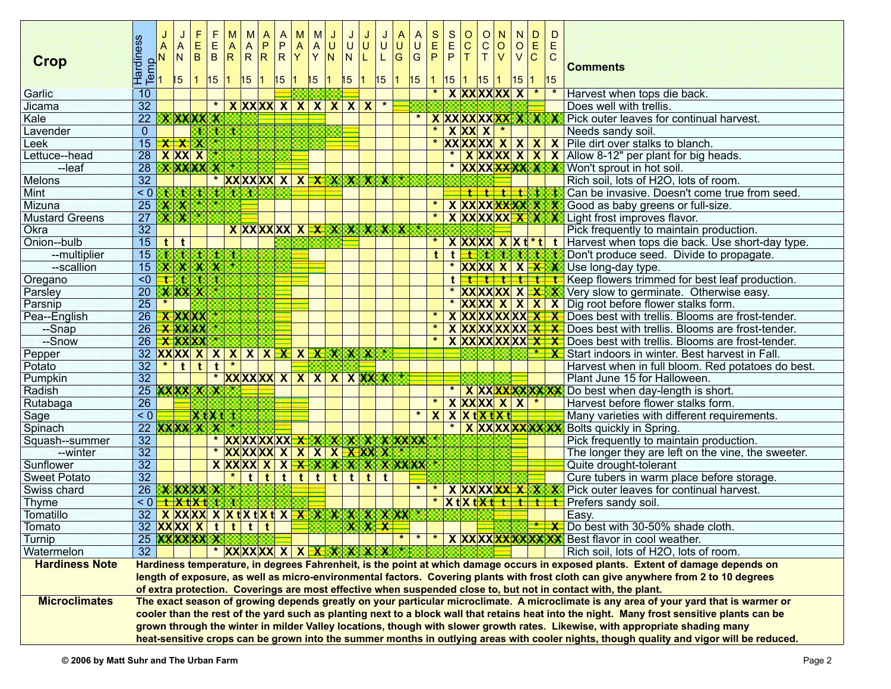| Crop | Hardiness Temp | JAN 1 | JAN 15 | FEB 1 | FEB 15 | MAR 1 | MAR 15 | APR 1 | APR 15 | MAY 1 | MAY 15 | JUN 1 | JUN 15 | JUL 1 | JUL 15 | AUG 1 | AUG 15 | SEP 1 | SEP 15 | OCT 1 | OCT 15 | NOV 1 | NOV 15 | DEC 1 | DEC 15 | Comments |
|---|---|---|---|---|---|---|---|---|---|---|---|---|---|---|---|---|---|---|---|---|---|---|---|---|---|---|
| Garlic | 10 | | | | | | | | | | | | | | | | | * | X | XX | XX | XX | X | * | * | Harvest when tops die back. |
| Jicama | 32 | | | | * | X | XX | XX | X | X | X | X | X | X | * | | | | | | | | | | | Does well with trellis. |
| Kale | 22 | X | XX | XX | X | | | | | | | | | | | | * | X | XX | XX | XX | XX | X | X | X | Pick outer leaves for continual harvest. |
| Lavender | 0 | | | t | t | t | | | | | | | | | | | | * | X | XX | X | * | | | | Needs sandy soil. |
| Leek | 15 | X | X | X | * | | | | | | | | | | | | | * | XX | XX | XX | X | X | X | X | Pile dirt over stalks to blanch. |
| Lettuce--head | 28 | X | XX | X | * | | | | | | | | | | | | | | * | X | XX | XX | X | X | X | Allow 8-12" per plant for big heads. |
| --leaf | 28 | X | XX | XX | X | * | | | | | | | | | | | | | * | XX | XX | XX | XX | X | X | Won't sprout in hot soil. |
| Melons | 32 | | | | * | XX | XX | XX | X | X | X | X | X | X | X | * | | | | | | | | | | Rich soil, lots of H2O, lots of room. |
| Mint | < 0 | t | t | t | t | t | t | | | | | | | | | | | | | t | t | t | t | t | t | Can be invasive. Doesn't come true from seed. |
| Mizuna | 25 | X | X | * | * | | | | | | | | | | | | | * | X | XX | XX | XX | XX | X | X | Good as baby greens or full-size. |
| Mustard Greens | 27 | X | X | | | | | | | | | | | | | | | * | X | XX | XX | XX | X | X | X | Light frost improves flavor. |
| Okra | 32 | | | | | X | XX | XX | XX | X | X | X | X | X | X | X | * | | | | | | | | | Pick frequently to maintain production. |
| Onion--bulb | 15 | t | t | | | | | | | | | | | | | | | * | X | XX | XX | X | X t | * t | t | Harvest when tops die back. Use short-day type. |
| --multiplier | 15 | t | t | t | t | t | | | | | | | | | | | | t | t | t | t | t | t | t | t | Don't produce seed. Divide to propagate. |
| --scallion | 15 | X | X | X | X | * | | | | | | | | | | | | | * | XX | XX | X | X | X | X | Use long-day type. |
| Oregano | <0 | t | t | t | t | | | | | | | | | | | | | | t | t | t | t | t | t | t | Keep flowers trimmed for best leaf production. |
| Parsley | 20 | X | XX | X | * | | | | | | | | | | | | | | * | XX | XX | XX | X | X | X | Very slow to germinate. Otherwise easy. |
| Parsnip | 25 | * | | | | | | | | | | | | | | | | | * | XX | XX | X | X | X | X | Dig root before flower stalks form. |
| Pea--English | 26 | X | XX | XX | * | | | | | | | | | | | | | * | X | XX | XX | XX | XX | X | X | Does best with trellis. Blooms are frost-tender. |
| --Snap | 26 | X | XX | XX | * | | | | | | | | | | | | | * | X | XX | XX | XX | XX | X | X | Does best with trellis. Blooms are frost-tender. |
| --Snow | 26 | X | XX | XX | * | | | | | | | | | | | | | * | X | XX | XX | XX | XX | X | X | Does best with trellis. Blooms are frost-tender. |
| Pepper | 32 | XX | XX | X | X | X | X | X | X | X | X | X | X | X | * | | | | | | | | | * | X | Start indoors in winter. Best harvest in Fall. |
| Potato | 32 | * | t | t | t | * | | | | | | | | | | | | | | | | | | | | Harvest when in full bloom. Red potatoes do best. |
| Pumpkin | 32 | | | | * | XX | XX | XX | X | X | X | X | X | XX | X | * | | | | | | | | | | Plant June 15 for Halloween. |
| Radish | 25 | XX | XX | X | X | * | | | | | | | | | | | | | * | X | XX | XX | XX | XX | XX | Do best when day-length is short. |
| Rutabaga | 26 | | | | | | | | | | | | | | | | | * | X | XX | XX | X | X | * | | Harvest before flower stalks form. |
| Sage | < 0 | | | X t | X t | t | | | | | | | | | | | * | X | X | X t | X t | X t | | | | Many varieties with different requirements. |
| Spinach | 22 | XX | XX | X | X | * | | | | | | | | | | | | | * | X | XX | XX | XX | XX | XX | Bolts quickly in Spring. |
| Squash--summer | 32 | | | | * | XX | XX | XX | XX | X | X | X | X | X | X | XX | XX | * | | | | | | | | Pick frequently to maintain production. |
| --winter | 32 | | | | * | XX | XX | XX | X | X | X | X | X | XX | X | * | | | | | | | | | | The longer they are left on the vine, the sweeter. |
| Sunflower | 32 | | | | X | XX | XX | X | X | X | X | X | X | X | X | XX | XX | * | | | | | | | | Quite drought-tolerant |
| Sweet Potato | 32 | | | | | * | t | t | t | t | t | t | t | t | t | | | | | | | | | | | Cure tubers in warm place before storage. |
| Swiss chard | 26 | X | XX | XX | X | * | | | | | | | | | | | * | * | X | XX | XX | XX | X | X | X | Pick outer leaves for continual harvest. |
| Thyme | < 0 | t | X t | X t | t | t | | | | | | | | | | | | * | X t | X t | X t | t | t | t | t | Prefers sandy soil. |
| Tomatillo | 32 | X | XX | XX | X | X t | X t | X t | X | X | X | X | X | X | X | XX | * | | | | | | | | | Easy. |
| Tomato | 32 | XX | XX | X | t | t | t | t | t | | | | X | X | X | | | | | | | | | * | X | Do best with 30-50% shade cloth. |
| Turnip | 25 | XX | XX | XX | X | | | | | | | | | | | * | * | * | X | XX | XX | XX | XX | XX | XX | Best flavor in cool weather. |
| Watermelon | 32 | | | | * | XX | XX | XX | X | X | X | X | X | X | X | * | | | | | | | | | | Rich soil, lots of H2O, lots of room. |

**Hardiness Note** — Hardiness temperature, in degrees Fahrenheit, is the point at which damage occurs in exposed plants. Extent of damage depends on length of exposure, as well as micro-environmental factors. Covering plants with frost cloth can give anywhere from 2 to 10 degrees of extra protection. Coverings are most effective when suspended close to, but not in contact with, the plant.

**Microclimates** — The exact season of growing depends greatly on your particular microclimate. A microclimate is any area of your yard that is warmer or cooler than the rest of the yard such as planting next to a block wall that retains heat into the night. Many frost sensitive plants can be grown through the winter in milder Valley locations, though with slower growth rates. Likewise, with appropriate shading many heat-sensitive crops can be grown into the summer months in outlying areas with cooler nights, though quality and vigor will be reduced.

© 2006 by Matt Suhr and The Urban Farm